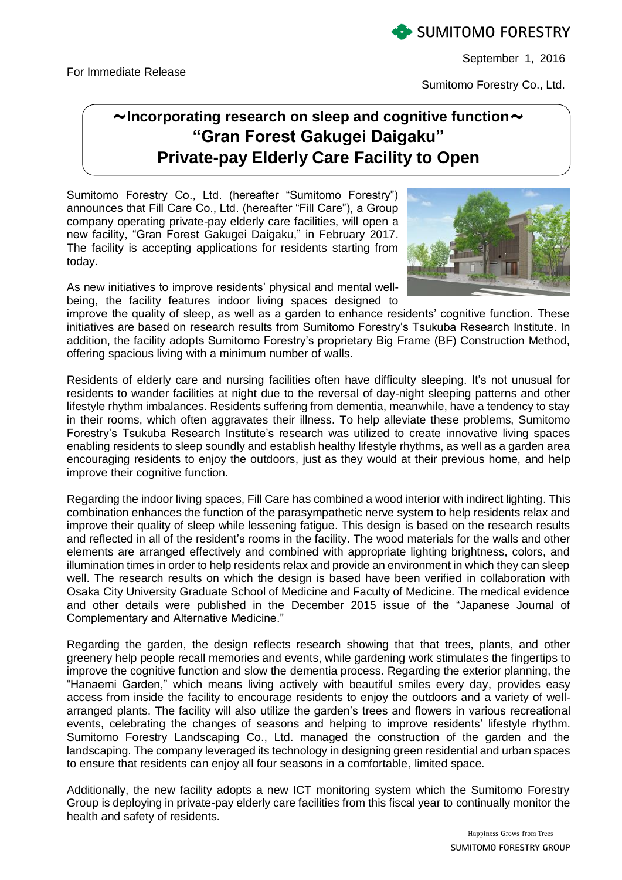SUMITOMO FORESTRY

For Immediate Release

September 1, 2016

Sumitomo Forestry Co., Ltd.

# ～Incorporating research on sleep and cognitive function～ "Gran Forest Gakugei Daigaku" Private-pay Elderly Care Facility to Open

Sumitomo Forestry Co., Ltd. (hereafter "Sumitomo Forestry") announces that Fill Care Co., Ltd. (hereafter "Fill Care"), a Group company operating private-pay elderly care facilities, will open a new facility, "Gran Forest Gakugei Daigaku," in February 2017. The facility is accepting applications for residents starting from today.

As new initiatives to improve residents' physical and mental well-being, the facility features indoor living spaces designed to improve the quality of sleep, as well as a garden to enhance residents' cognitive function. These initiatives are based on research results from Sumitomo Forestry's Tsukuba Research Institute. In addition, the facility adopts Sumitomo Forestry's proprietary Big Frame (BF) Construction Method, offering spacious living with a minimum number of walls.

Residents of elderly care and nursing facilities often have difficulty sleeping. It's not unusual for residents to wander facilities at night due to the reversal of day-night sleeping patterns and other lifestyle rhythm imbalances. Residents suffering from dementia, meanwhile, have a tendency to stay in their rooms, which often aggravates their illness. To help alleviate these problems, Sumitomo Forestry's Tsukuba Research Institute's research was utilized to create innovative living spaces enabling residents to sleep soundly and establish healthy lifestyle rhythms, as well as a garden area encouraging residents to enjoy the outdoors, just as they would at their previous home, and help improve their cognitive function.

Regarding the indoor living spaces, Fill Care has combined a wood interior with indirect lighting. This combination enhances the function of the parasympathetic nerve system to help residents relax and improve their quality of sleep while lessening fatigue. This design is based on the research results and reflected in all of the resident's rooms in the facility. The wood materials for the walls and other elements are arranged effectively and combined with appropriate lighting brightness, colors, and illumination times in order to help residents relax and provide an environment in which they can sleep well. The research results on which the design is based have been verified in collaboration with Osaka City University Graduate School of Medicine and Faculty of Medicine. The medical evidence and other details were published in the December 2015 issue of the "Japanese Journal of Complementary and Alternative Medicine."

Regarding the garden, the design reflects research showing that that trees, plants, and other greenery help people recall memories and events, while gardening work stimulates the fingertips to improve the cognitive function and slow the dementia process. Regarding the exterior planning, the "Hanaemi Garden," which means living actively with beautiful smiles every day, provides easy access from inside the facility to encourage residents to enjoy the outdoors and a variety of well-arranged plants. The facility will also utilize the garden's trees and flowers in various recreational events, celebrating the changes of seasons and helping to improve residents' lifestyle rhythm. Sumitomo Forestry Landscaping Co., Ltd. managed the construction of the garden and the landscaping. The company leveraged its technology in designing green residential and urban spaces to ensure that residents can enjoy all four seasons in a comfortable, limited space.

Additionally, the new facility adopts a new ICT monitoring system which the Sumitomo Forestry Group is deploying in private-pay elderly care facilities from this fiscal year to continually monitor the health and safety of residents.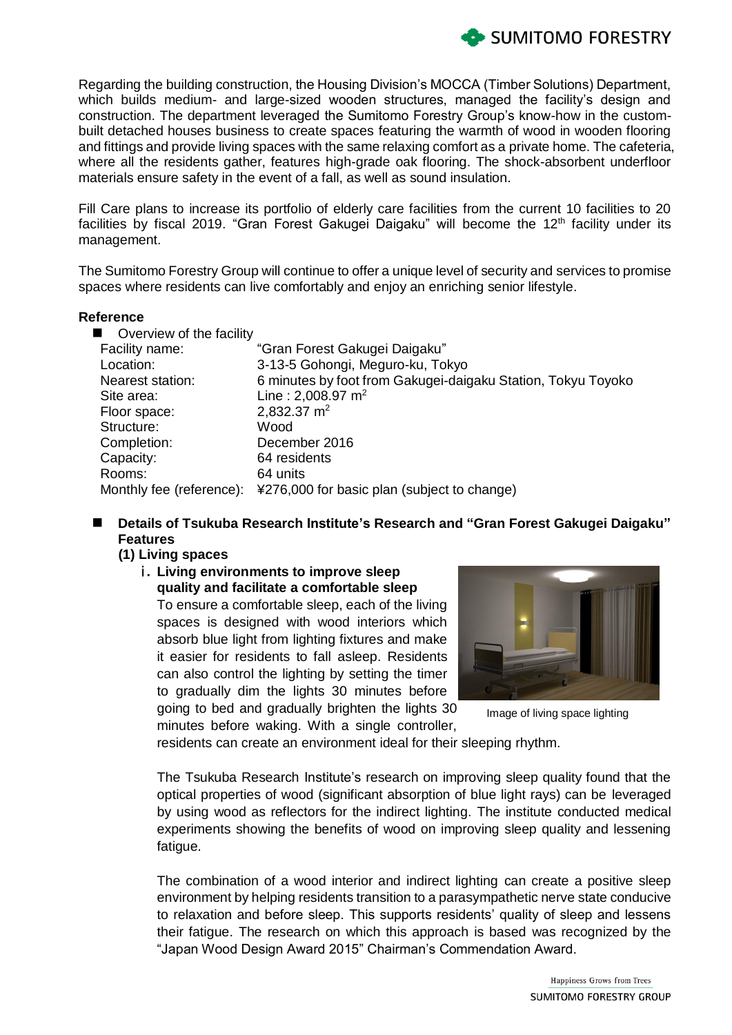Regarding the building construction, the Housing Division's MOCCA (Timber Solutions) Department, which builds medium- and large-sized wooden structures, managed the facility's design and construction. The department leveraged the Sumitomo Forestry Group's know-how in the custom-built detached houses business to create spaces featuring the warmth of wood in wooden flooring and fittings and provide living spaces with the same relaxing comfort as a private home. The cafeteria, where all the residents gather, features high-grade oak flooring. The shock-absorbent underfloor materials ensure safety in the event of a fall, as well as sound insulation.

Fill Care plans to increase its portfolio of elderly care facilities from the current 10 facilities to 20 facilities by fiscal 2019. "Gran Forest Gakugei Daigaku" will become the 12th facility under its management.

The Sumitomo Forestry Group will continue to offer a unique level of security and services to promise spaces where residents can live comfortably and enjoy an enriching senior lifestyle.

**Reference**

■ Overview of the facility

| | |
|---|---|
| Facility name: | "Gran Forest Gakugei Daigaku" |
| Location: | 3-13-5 Gohongi, Meguro-ku, Tokyo |
| Nearest station: | 6 minutes by foot from Gakugei-daigaku Station, Tokyu Toyoko Line |
| Site area: | 2,008.97 $m^2$ |
| Floor space: | 2,832.37 $m^2$ |
| Structure: | Wood |
| Completion: | December 2016 |
| Capacity: | 64 residents |
| Rooms: | 64 units |
| Monthly fee (reference): | ¥276,000 for basic plan (subject to change) |

■ **Details of Tsukuba Research Institute's Research and "Gran Forest Gakugei Daigaku" Features**

**(1) Living spaces**

**i. Living environments to improve sleep quality and facilitate a comfortable sleep**

To ensure a comfortable sleep, each of the living spaces is designed with wood interiors which absorb blue light from lighting fixtures and make it easier for residents to fall asleep. Residents can also control the lighting by setting the timer to gradually dim the lights 30 minutes before going to bed and gradually brighten the lights 30 minutes before waking. With a single controller, residents can create an environment ideal for their sleeping rhythm.

Image of living space lighting

The Tsukuba Research Institute's research on improving sleep quality found that the optical properties of wood (significant absorption of blue light rays) can be leveraged by using wood as reflectors for the indirect lighting. The institute conducted medical experiments showing the benefits of wood on improving sleep quality and lessening fatigue.

The combination of a wood interior and indirect lighting can create a positive sleep environment by helping residents transition to a parasympathetic nerve state conducive to relaxation and before sleep. This supports residents' quality of sleep and lessens their fatigue. The research on which this approach is based was recognized by the "Japan Wood Design Award 2015" Chairman's Commendation Award.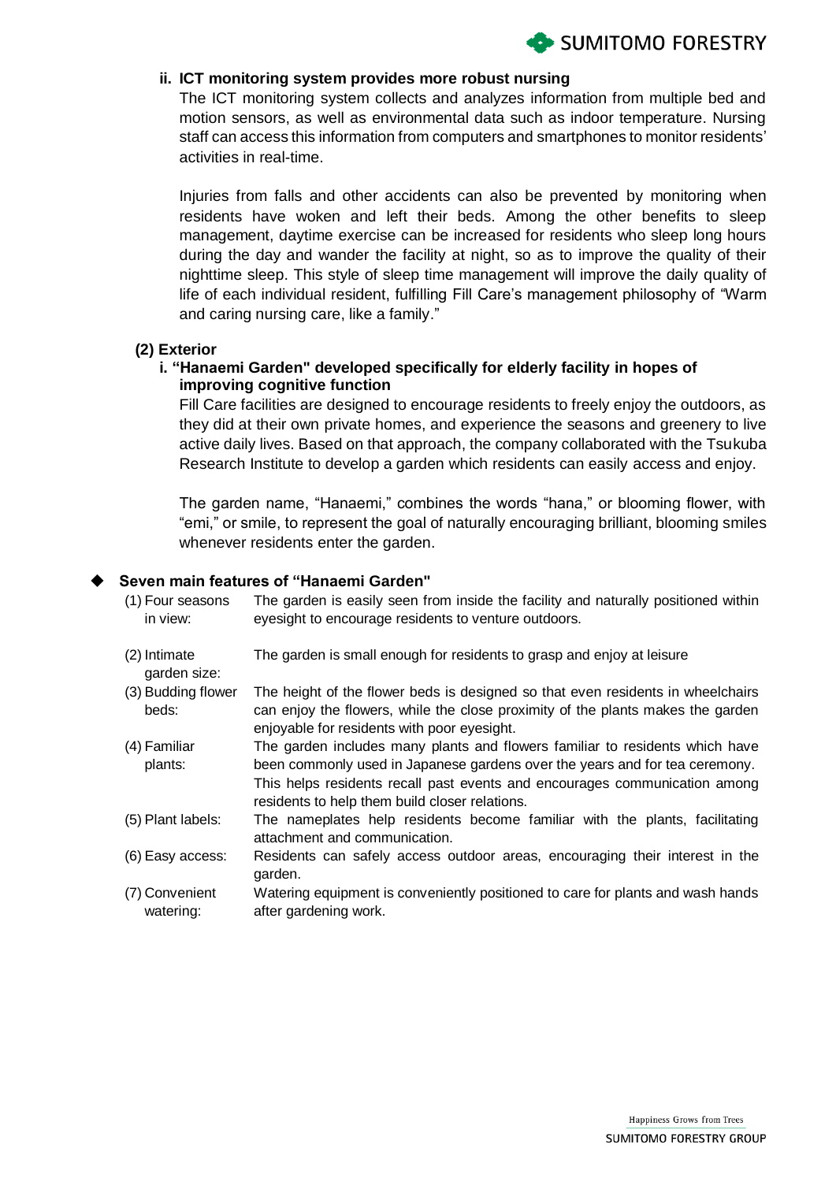#### ii. ICT monitoring system provides more robust nursing

The ICT monitoring system collects and analyzes information from multiple bed and motion sensors, as well as environmental data such as indoor temperature. Nursing staff can access this information from computers and smartphones to monitor residents' activities in real-time.

Injuries from falls and other accidents can also be prevented by monitoring when residents have woken and left their beds. Among the other benefits to sleep management, daytime exercise can be increased for residents who sleep long hours during the day and wander the facility at night, so as to improve the quality of their nighttime sleep. This style of sleep time management will improve the daily quality of life of each individual resident, fulfilling Fill Care's management philosophy of "Warm and caring nursing care, like a family."

### (2) Exterior

#### i. "Hanaemi Garden" developed specifically for elderly facility in hopes of improving cognitive function

Fill Care facilities are designed to encourage residents to freely enjoy the outdoors, as they did at their own private homes, and experience the seasons and greenery to live active daily lives. Based on that approach, the company collaborated with the Tsukuba Research Institute to develop a garden which residents can easily access and enjoy.

The garden name, "Hanaemi," combines the words "hana," or blooming flower, with "emi," or smile, to represent the goal of naturally encouraging brilliant, blooming smiles whenever residents enter the garden.

### ◆ Seven main features of "Hanaemi Garden"

| | |
|---|---|
| (1) Four seasons in view: | The garden is easily seen from inside the facility and naturally positioned within eyesight to encourage residents to venture outdoors. |
| (2) Intimate garden size: | The garden is small enough for residents to grasp and enjoy at leisure |
| (3) Budding flower beds: | The height of the flower beds is designed so that even residents in wheelchairs can enjoy the flowers, while the close proximity of the plants makes the garden enjoyable for residents with poor eyesight. |
| (4) Familiar plants: | The garden includes many plants and flowers familiar to residents which have been commonly used in Japanese gardens over the years and for tea ceremony. This helps residents recall past events and encourages communication among residents to help them build closer relations. |
| (5) Plant labels: | The nameplates help residents become familiar with the plants, facilitating attachment and communication. |
| (6) Easy access: | Residents can safely access outdoor areas, encouraging their interest in the garden. |
| (7) Convenient watering: | Watering equipment is conveniently positioned to care for plants and wash hands after gardening work. |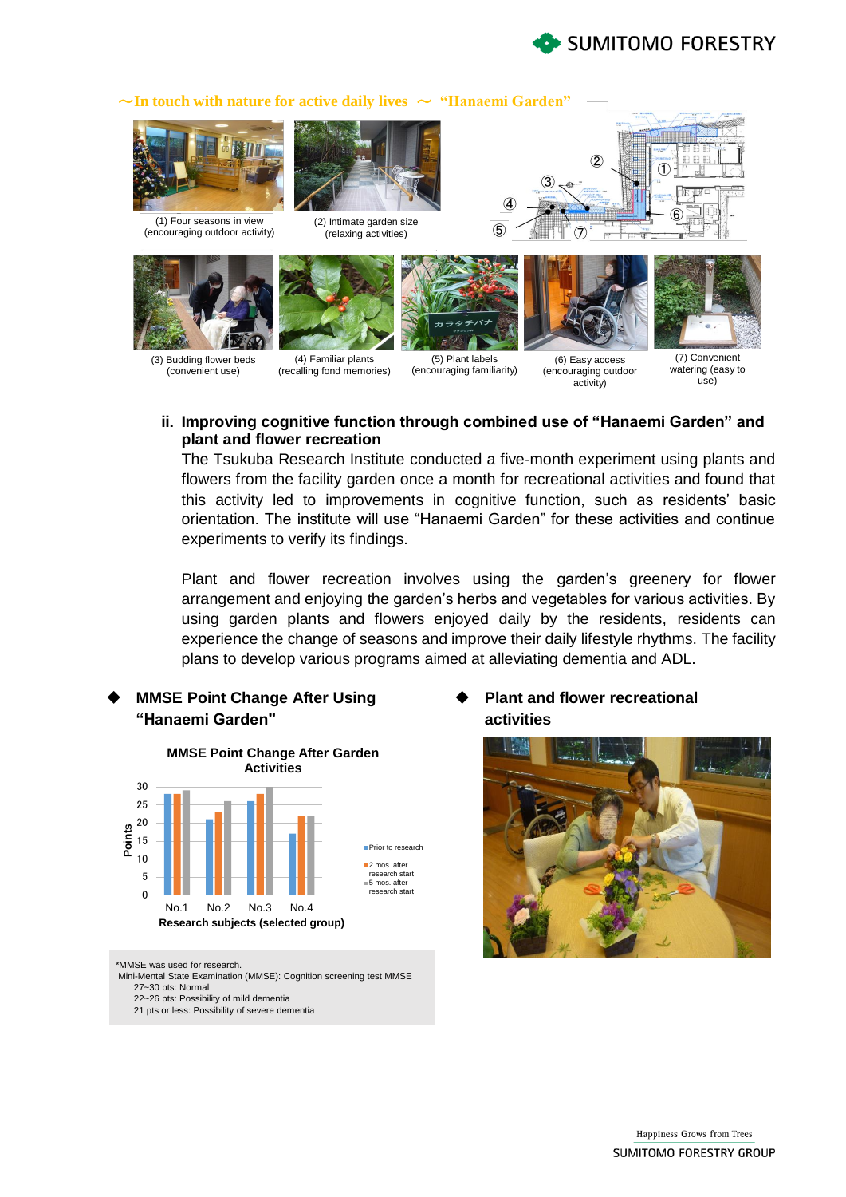## ～In touch with nature for active daily lives ～ "Hanaemi Garden"

(1) Four seasons in view (encouraging outdoor activity)

(2) Intimate garden size (relaxing activities)

(3) Budding flower beds (convenient use)

(4) Familiar plants (recalling fond memories)

(5) Plant labels (encouraging familiarity)

(6) Easy access (encouraging outdoor activity)

(7) Convenient watering (easy to use)

### ii. Improving cognitive function through combined use of "Hanaemi Garden" and plant and flower recreation

The Tsukuba Research Institute conducted a five-month experiment using plants and flowers from the facility garden once a month for recreational activities and found that this activity led to improvements in cognitive function, such as residents' basic orientation. The institute will use "Hanaemi Garden" for these activities and continue experiments to verify its findings.

Plant and flower recreation involves using the garden's greenery for flower arrangement and enjoying the garden's herbs and vegetables for various activities. By using garden plants and flowers enjoyed daily by the residents, residents can experience the change of seasons and improve their daily lifestyle rhythms. The facility plans to develop various programs aimed at alleviating dementia and ADL.

### ◆ MMSE Point Change After Using "Hanaemi Garden"

MMSE Point Change After Garden Activities

Points

30
25
20
15
10
5
0

No.1
No.2
No.3
No.4

Research subjects (selected group)

Prior to research
2 mos. after research start
5 mos. after research start

*MMSE was used for research.
Mini-Mental State Examination (MMSE): Cognition screening test MMSE
27~30 pts: Normal
22~26 pts: Possibility of mild dementia
21 pts or less: Possibility of severe dementia

### ◆ Plant and flower recreational activities